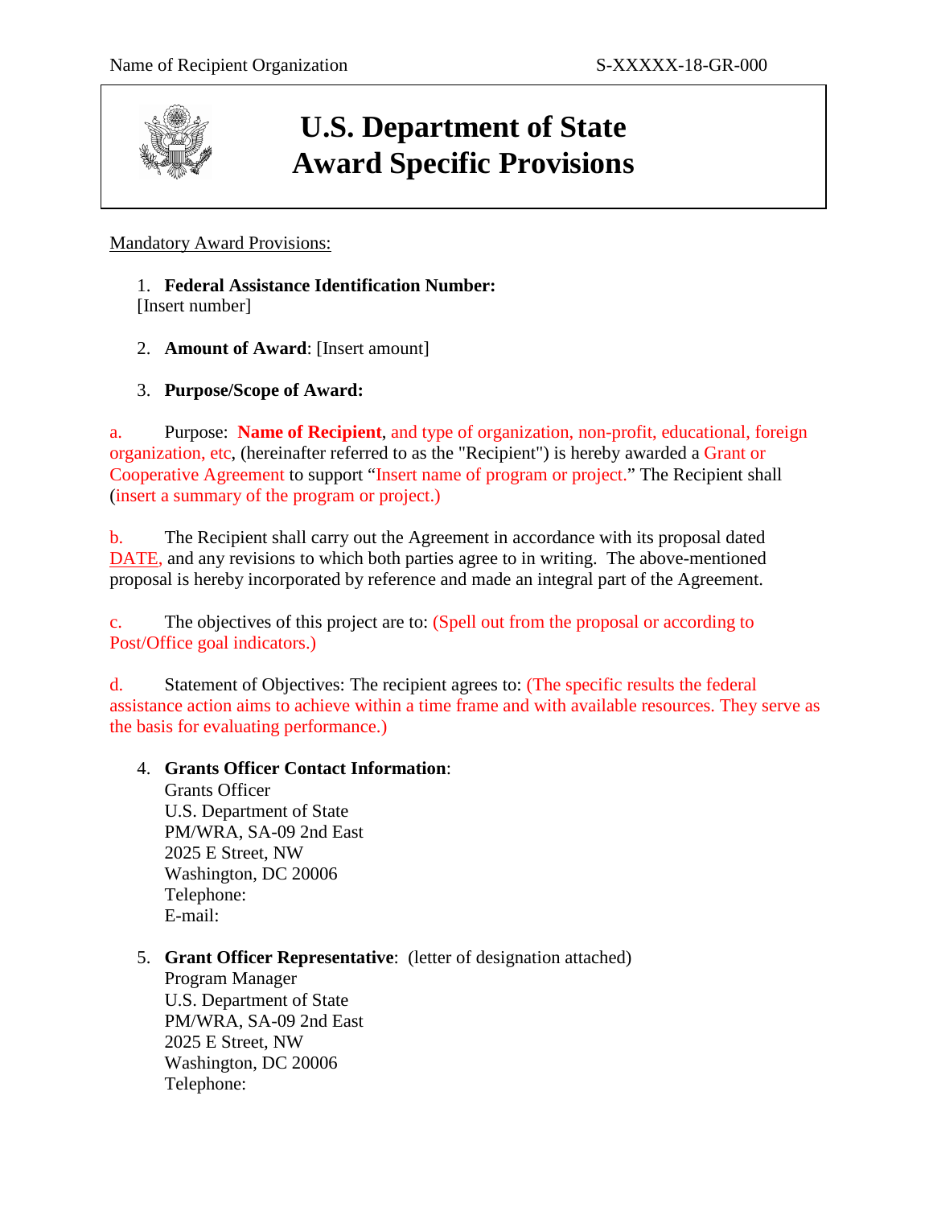# U.S. Department of State
# Award Specific Provisions

Mandatory Award Provisions:

1. **Federal Assistance Identification Number:**
[Insert number]

2. **Amount of Award**: [Insert amount]

3. **Purpose/Scope of Award:**

a. Purpose: **Name of Recipient**, and type of organization, non-profit, educational, foreign organization, etc, (hereinafter referred to as the "Recipient") is hereby awarded a Grant or Cooperative Agreement to support "Insert name of program or project." The Recipient shall (insert a summary of the program or project.)

b. The Recipient shall carry out the Agreement in accordance with its proposal dated DATE, and any revisions to which both parties agree to in writing. The above-mentioned proposal is hereby incorporated by reference and made an integral part of the Agreement.

c. The objectives of this project are to: (Spell out from the proposal or according to Post/Office goal indicators.)

d. Statement of Objectives: The recipient agrees to: (The specific results the federal assistance action aims to achieve within a time frame and with available resources. They serve as the basis for evaluating performance.)

4. **Grants Officer Contact Information**:
Grants Officer
U.S. Department of State
PM/WRA, SA-09 2nd East
2025 E Street, NW
Washington, DC 20006
Telephone:
E-mail:

5. **Grant Officer Representative**: (letter of designation attached)
Program Manager
U.S. Department of State
PM/WRA, SA-09 2nd East
2025 E Street, NW
Washington, DC 20006
Telephone: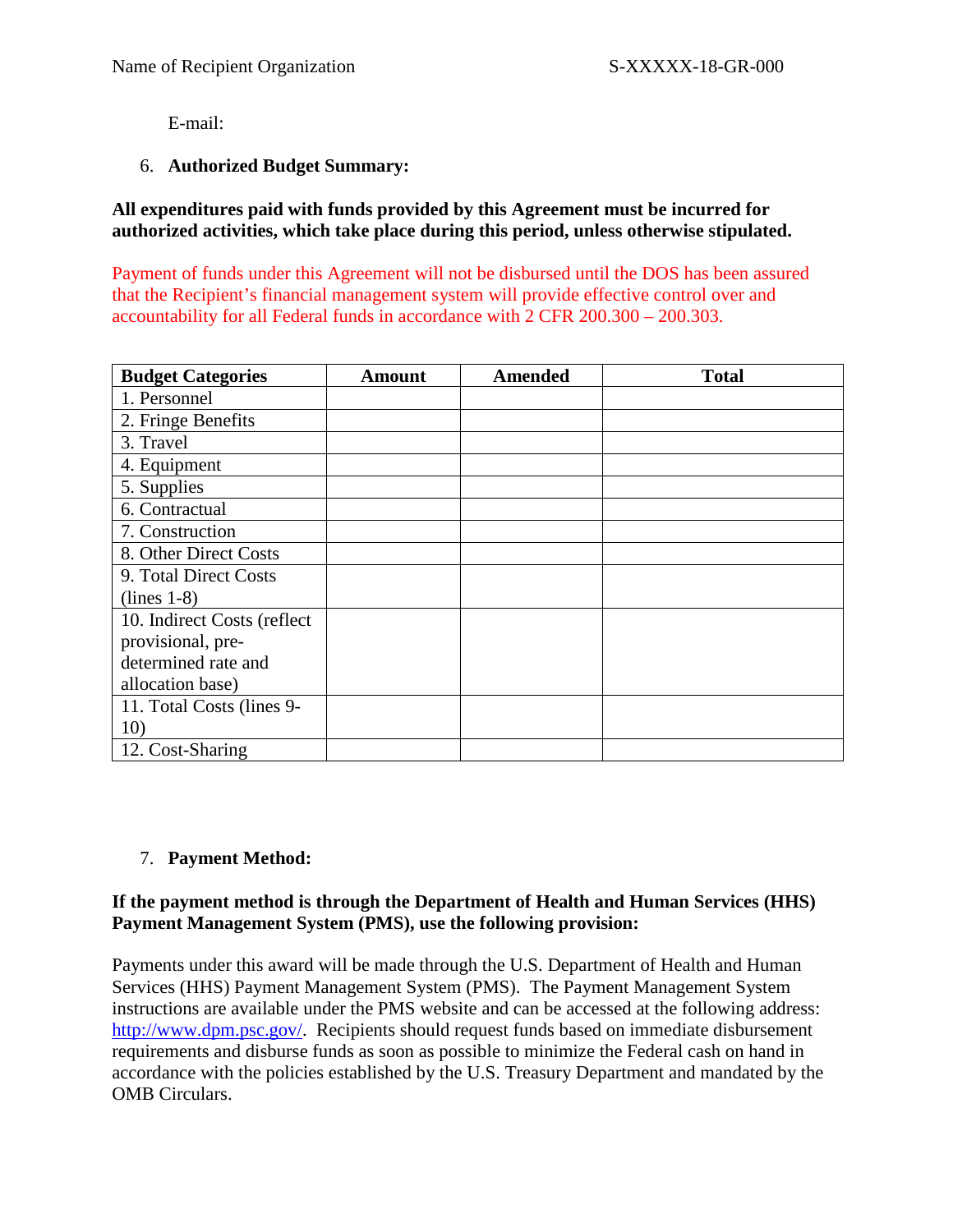E-mail:

6. **Authorized Budget Summary:**

**All expenditures paid with funds provided by this Agreement must be incurred for authorized activities, which take place during this period, unless otherwise stipulated.**

Payment of funds under this Agreement will not be disbursed until the DOS has been assured that the Recipient's financial management system will provide effective control over and accountability for all Federal funds in accordance with 2 CFR 200.300 – 200.303.

| Budget Categories | Amount | Amended | Total |
|---|---|---|---|
| 1. Personnel | | | |
| 2. Fringe Benefits | | | |
| 3. Travel | | | |
| 4. Equipment | | | |
| 5. Supplies | | | |
| 6. Contractual | | | |
| 7. Construction | | | |
| 8. Other Direct Costs | | | |
| 9. Total Direct Costs (lines 1-8) | | | |
| 10. Indirect Costs (reflect provisional, pre-determined rate and allocation base) | | | |
| 11. Total Costs (lines 9-10) | | | |
| 12. Cost-Sharing | | | |

7. **Payment Method:**

**If the payment method is through the Department of Health and Human Services (HHS) Payment Management System (PMS), use the following provision:**

Payments under this award will be made through the U.S. Department of Health and Human Services (HHS) Payment Management System (PMS). The Payment Management System instructions are available under the PMS website and can be accessed at the following address: http://www.dpm.psc.gov/. Recipients should request funds based on immediate disbursement requirements and disburse funds as soon as possible to minimize the Federal cash on hand in accordance with the policies established by the U.S. Treasury Department and mandated by the OMB Circulars.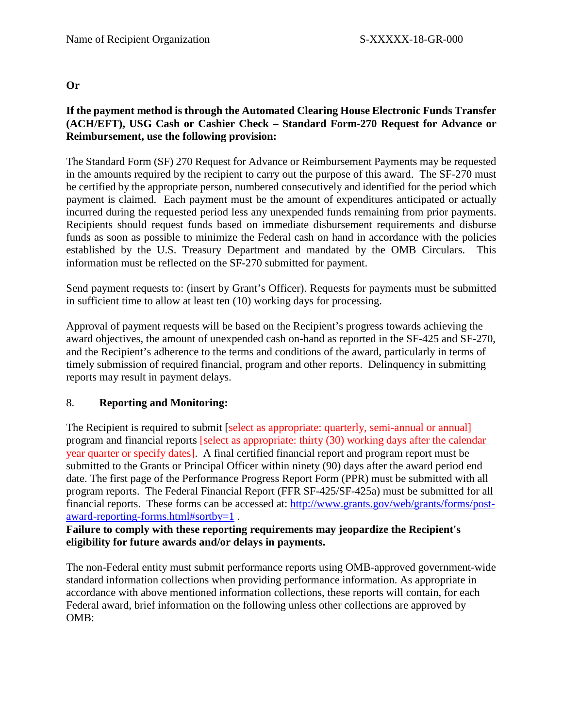**Or**

**If the payment method is through the Automated Clearing House Electronic Funds Transfer (ACH/EFT), USG Cash or Cashier Check – Standard Form-270 Request for Advance or Reimbursement, use the following provision:**

The Standard Form (SF) 270 Request for Advance or Reimbursement Payments may be requested in the amounts required by the recipient to carry out the purpose of this award. The SF-270 must be certified by the appropriate person, numbered consecutively and identified for the period which payment is claimed. Each payment must be the amount of expenditures anticipated or actually incurred during the requested period less any unexpended funds remaining from prior payments. Recipients should request funds based on immediate disbursement requirements and disburse funds as soon as possible to minimize the Federal cash on hand in accordance with the policies established by the U.S. Treasury Department and mandated by the OMB Circulars. This information must be reflected on the SF-270 submitted for payment.

Send payment requests to: (insert by Grant's Officer). Requests for payments must be submitted in sufficient time to allow at least ten (10) working days for processing.

Approval of payment requests will be based on the Recipient's progress towards achieving the award objectives, the amount of unexpended cash on-hand as reported in the SF-425 and SF-270, and the Recipient's adherence to the terms and conditions of the award, particularly in terms of timely submission of required financial, program and other reports. Delinquency in submitting reports may result in payment delays.

8. **Reporting and Monitoring:**

The Recipient is required to submit [select as appropriate: quarterly, semi-annual or annual] program and financial reports [select as appropriate: thirty (30) working days after the calendar year quarter or specify dates]. A final certified financial report and program report must be submitted to the Grants or Principal Officer within ninety (90) days after the award period end date. The first page of the Performance Progress Report Form (PPR) must be submitted with all program reports. The Federal Financial Report (FFR SF-425/SF-425a) must be submitted for all financial reports. These forms can be accessed at: [http://www.grants.gov/web/grants/forms/post-award-reporting-forms.html#sortby=1](http://www.grants.gov/web/grants/forms/post-award-reporting-forms.html#sortby=1) .

**Failure to comply with these reporting requirements may jeopardize the Recipient's eligibility for future awards and/or delays in payments.**

The non-Federal entity must submit performance reports using OMB-approved government-wide standard information collections when providing performance information. As appropriate in accordance with above mentioned information collections, these reports will contain, for each Federal award, brief information on the following unless other collections are approved by OMB: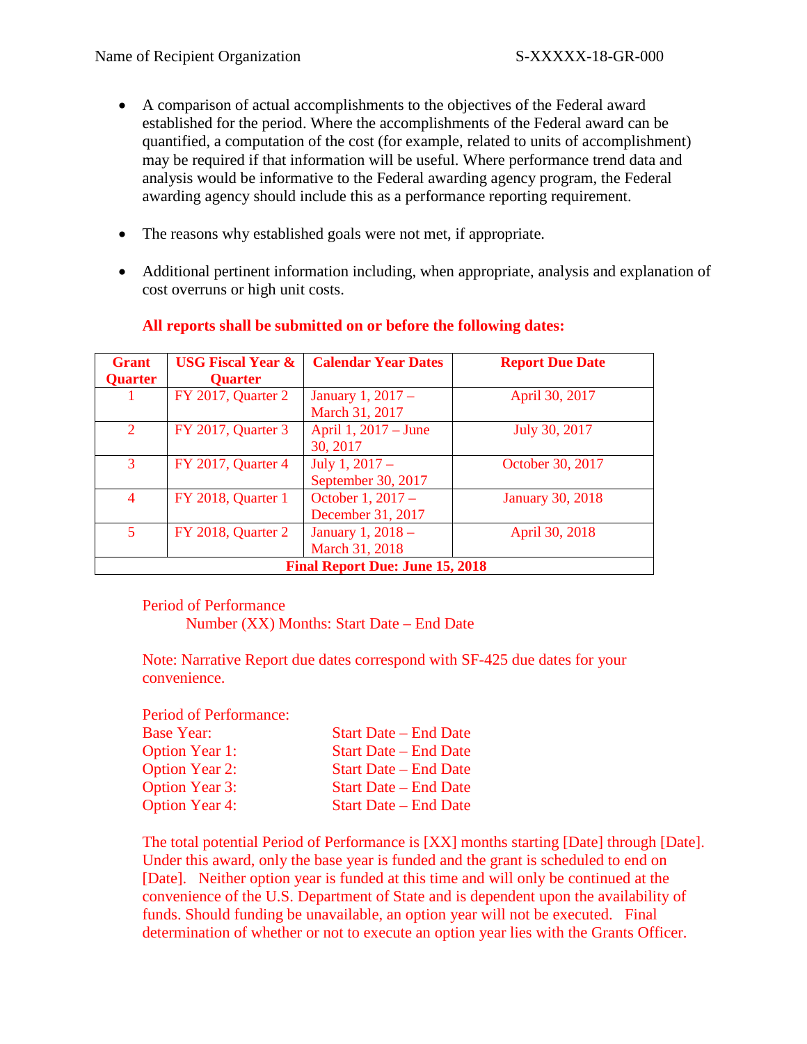- A comparison of actual accomplishments to the objectives of the Federal award established for the period. Where the accomplishments of the Federal award can be quantified, a computation of the cost (for example, related to units of accomplishment) may be required if that information will be useful. Where performance trend data and analysis would be informative to the Federal awarding agency program, the Federal awarding agency should include this as a performance reporting requirement.

- The reasons why established goals were not met, if appropriate.

- Additional pertinent information including, when appropriate, analysis and explanation of cost overruns or high unit costs.

**All reports shall be submitted on or before the following dates:**

| Grant Quarter | USG Fiscal Year & Quarter | Calendar Year Dates | Report Due Date |
|---|---|---|---|
| 1 | FY 2017, Quarter 2 | January 1, 2017 – March 31, 2017 | April 30, 2017 |
| 2 | FY 2017, Quarter 3 | April 1, 2017 – June 30, 2017 | July 30, 2017 |
| 3 | FY 2017, Quarter 4 | July 1, 2017 – September 30, 2017 | October 30, 2017 |
| 4 | FY 2018, Quarter 1 | October 1, 2017 – December 31, 2017 | January 30, 2018 |
| 5 | FY 2018, Quarter 2 | January 1, 2018 – March 31, 2018 | April 30, 2018 |
| **Final Report Due: June 15, 2018** | | | |

Period of Performance
Number (XX) Months: Start Date – End Date

Note: Narrative Report due dates correspond with SF-425 due dates for your convenience.

Period of Performance:
Base Year: Start Date – End Date
Option Year 1: Start Date – End Date
Option Year 2: Start Date – End Date
Option Year 3: Start Date – End Date
Option Year 4: Start Date – End Date

The total potential Period of Performance is [XX] months starting [Date] through [Date]. Under this award, only the base year is funded and the grant is scheduled to end on [Date]. Neither option year is funded at this time and will only be continued at the convenience of the U.S. Department of State and is dependent upon the availability of funds. Should funding be unavailable, an option year will not be executed. Final determination of whether or not to execute an option year lies with the Grants Officer.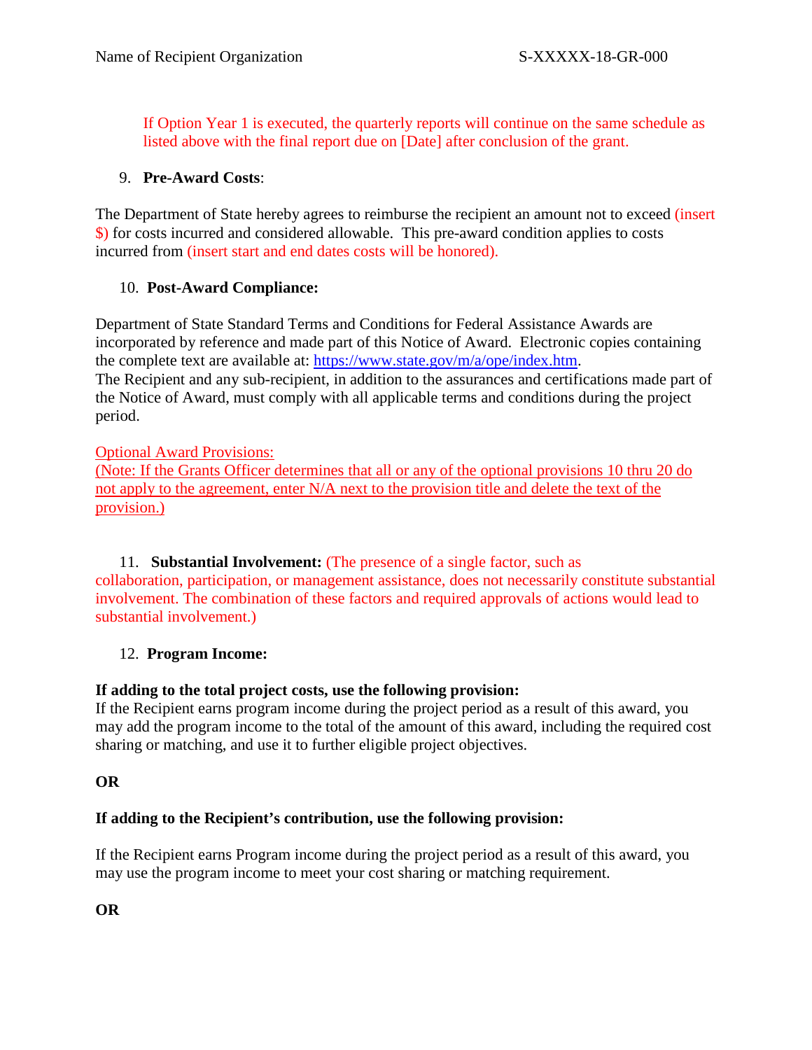If Option Year 1 is executed, the quarterly reports will continue on the same schedule as listed above with the final report due on [Date] after conclusion of the grant.

9. **Pre-Award Costs**:

The Department of State hereby agrees to reimburse the recipient an amount not to exceed (insert $) for costs incurred and considered allowable. This pre-award condition applies to costs incurred from (insert start and end dates costs will be honored).

10. **Post-Award Compliance:**

Department of State Standard Terms and Conditions for Federal Assistance Awards are incorporated by reference and made part of this Notice of Award. Electronic copies containing the complete text are available at: [https://www.state.gov/m/a/ope/index.htm](https://www.state.gov/m/a/ope/index.htm).
The Recipient and any sub-recipient, in addition to the assurances and certifications made part of the Notice of Award, must comply with all applicable terms and conditions during the project period.

Optional Award Provisions:
(Note: If the Grants Officer determines that all or any of the optional provisions 10 thru 20 do not apply to the agreement, enter N/A next to the provision title and delete the text of the provision.)

11. **Substantial Involvement:** (The presence of a single factor, such as collaboration, participation, or management assistance, does not necessarily constitute substantial involvement. The combination of these factors and required approvals of actions would lead to substantial involvement.)

12. **Program Income:**

**If adding to the total project costs, use the following provision:**
If the Recipient earns program income during the project period as a result of this award, you may add the program income to the total of the amount of this award, including the required cost sharing or matching, and use it to further eligible project objectives.

**OR**

**If adding to the Recipient's contribution, use the following provision:**

If the Recipient earns Program income during the project period as a result of this award, you may use the program income to meet your cost sharing or matching requirement.

**OR**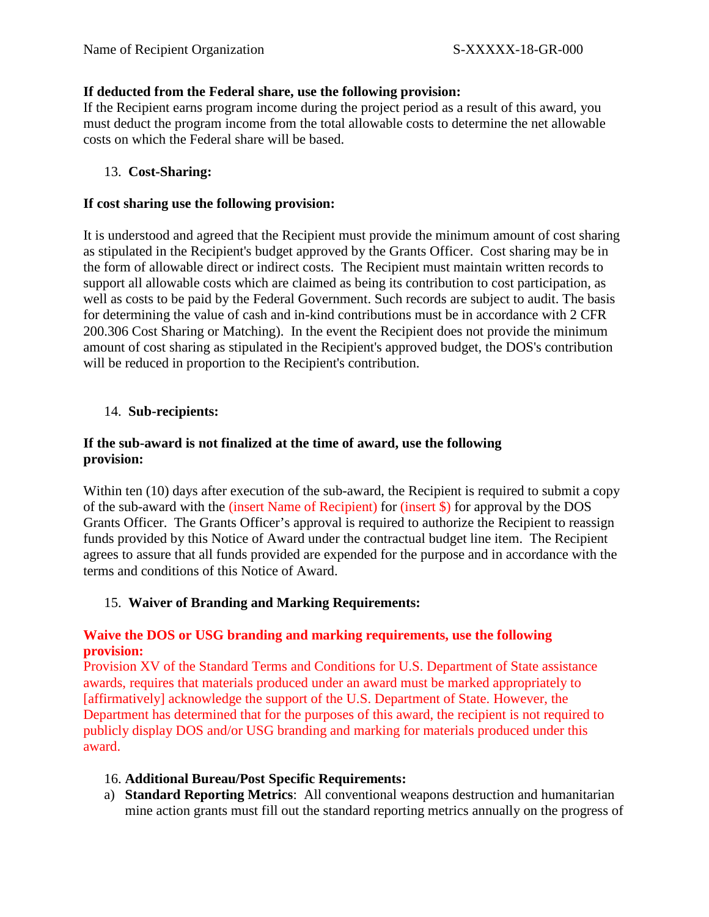**If deducted from the Federal share, use the following provision:**
If the Recipient earns program income during the project period as a result of this award, you must deduct the program income from the total allowable costs to determine the net allowable costs on which the Federal share will be based.

13. **Cost-Sharing:**

**If cost sharing use the following provision:**

It is understood and agreed that the Recipient must provide the minimum amount of cost sharing as stipulated in the Recipient's budget approved by the Grants Officer. Cost sharing may be in the form of allowable direct or indirect costs. The Recipient must maintain written records to support all allowable costs which are claimed as being its contribution to cost participation, as well as costs to be paid by the Federal Government. Such records are subject to audit. The basis for determining the value of cash and in-kind contributions must be in accordance with 2 CFR 200.306 Cost Sharing or Matching). In the event the Recipient does not provide the minimum amount of cost sharing as stipulated in the Recipient's approved budget, the DOS's contribution will be reduced in proportion to the Recipient's contribution.

14. **Sub-recipients:**

**If the sub-award is not finalized at the time of award, use the following provision:**

Within ten (10) days after execution of the sub-award, the Recipient is required to submit a copy of the sub-award with the (insert Name of Recipient) for (insert $) for approval by the DOS Grants Officer. The Grants Officer's approval is required to authorize the Recipient to reassign funds provided by this Notice of Award under the contractual budget line item. The Recipient agrees to assure that all funds provided are expended for the purpose and in accordance with the terms and conditions of this Notice of Award.

15. **Waiver of Branding and Marking Requirements:**

**Waive the DOS or USG branding and marking requirements, use the following provision:**
Provision XV of the Standard Terms and Conditions for U.S. Department of State assistance awards, requires that materials produced under an award must be marked appropriately to [affirmatively] acknowledge the support of the U.S. Department of State. However, the Department has determined that for the purposes of this award, the recipient is not required to publicly display DOS and/or USG branding and marking for materials produced under this award.

16. **Additional Bureau/Post Specific Requirements:**

a) **Standard Reporting Metrics**: All conventional weapons destruction and humanitarian mine action grants must fill out the standard reporting metrics annually on the progress of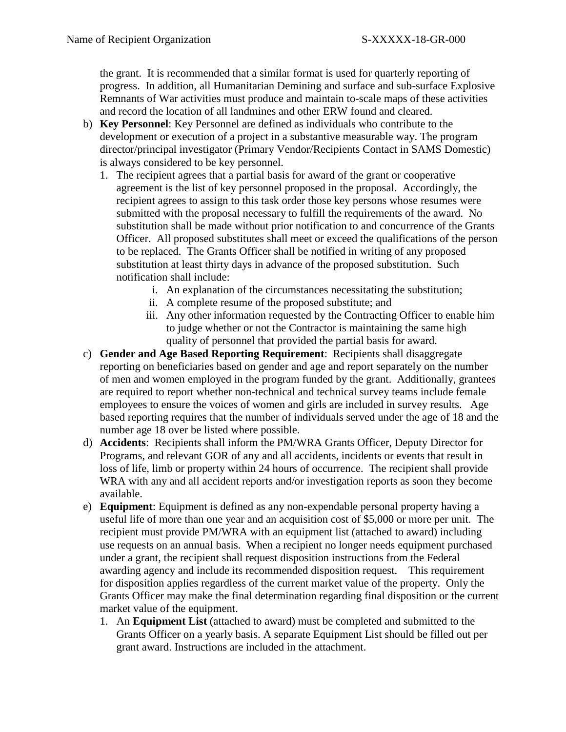the grant. It is recommended that a similar format is used for quarterly reporting of progress. In addition, all Humanitarian Demining and surface and sub-surface Explosive Remnants of War activities must produce and maintain to-scale maps of these activities and record the location of all landmines and other ERW found and cleared.

b) **Key Personnel**: Key Personnel are defined as individuals who contribute to the development or execution of a project in a substantive measurable way. The program director/principal investigator (Primary Vendor/Recipients Contact in SAMS Domestic) is always considered to be key personnel.
   1. The recipient agrees that a partial basis for award of the grant or cooperative agreement is the list of key personnel proposed in the proposal. Accordingly, the recipient agrees to assign to this task order those key persons whose resumes were submitted with the proposal necessary to fulfill the requirements of the award. No substitution shall be made without prior notification to and concurrence of the Grants Officer. All proposed substitutes shall meet or exceed the qualifications of the person to be replaced. The Grants Officer shall be notified in writing of any proposed substitution at least thirty days in advance of the proposed substitution. Such notification shall include:
      i. An explanation of the circumstances necessitating the substitution;
      ii. A complete resume of the proposed substitute; and
      iii. Any other information requested by the Contracting Officer to enable him to judge whether or not the Contractor is maintaining the same high quality of personnel that provided the partial basis for award.

c) **Gender and Age Based Reporting Requirement**: Recipients shall disaggregate reporting on beneficiaries based on gender and age and report separately on the number of men and women employed in the program funded by the grant. Additionally, grantees are required to report whether non-technical and technical survey teams include female employees to ensure the voices of women and girls are included in survey results. Age based reporting requires that the number of individuals served under the age of 18 and the number age 18 over be listed where possible.

d) **Accidents**: Recipients shall inform the PM/WRA Grants Officer, Deputy Director for Programs, and relevant GOR of any and all accidents, incidents or events that result in loss of life, limb or property within 24 hours of occurrence. The recipient shall provide WRA with any and all accident reports and/or investigation reports as soon they become available.

e) **Equipment**: Equipment is defined as any non-expendable personal property having a useful life of more than one year and an acquisition cost of $5,000 or more per unit. The recipient must provide PM/WRA with an equipment list (attached to award) including use requests on an annual basis. When a recipient no longer needs equipment purchased under a grant, the recipient shall request disposition instructions from the Federal awarding agency and include its recommended disposition request. This requirement for disposition applies regardless of the current market value of the property. Only the Grants Officer may make the final determination regarding final disposition or the current market value of the equipment.
   1. An **Equipment List** (attached to award) must be completed and submitted to the Grants Officer on a yearly basis. A separate Equipment List should be filled out per grant award. Instructions are included in the attachment.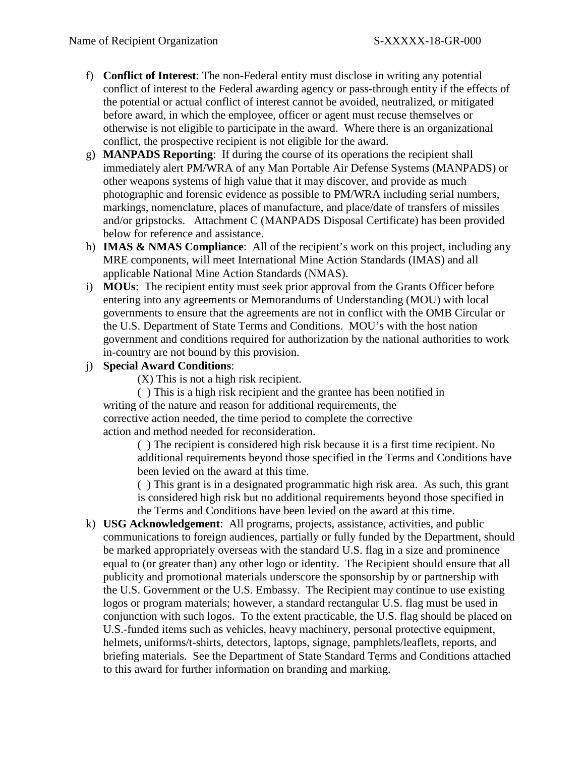f) **Conflict of Interest**: The non-Federal entity must disclose in writing any potential conflict of interest to the Federal awarding agency or pass-through entity if the effects of the potential or actual conflict of interest cannot be avoided, neutralized, or mitigated before award, in which the employee, officer or agent must recuse themselves or otherwise is not eligible to participate in the award. Where there is an organizational conflict, the prospective recipient is not eligible for the award.

g) **MANPADS Reporting**: If during the course of its operations the recipient shall immediately alert PM/WRA of any Man Portable Air Defense Systems (MANPADS) or other weapons systems of high value that it may discover, and provide as much photographic and forensic evidence as possible to PM/WRA including serial numbers, markings, nomenclature, places of manufacture, and place/date of transfers of missiles and/or gripstocks. Attachment C (MANPADS Disposal Certificate) has been provided below for reference and assistance.

h) **IMAS & NMAS Compliance**: All of the recipient's work on this project, including any MRE components, will meet International Mine Action Standards (IMAS) and all applicable National Mine Action Standards (NMAS).

i) **MOUs**: The recipient entity must seek prior approval from the Grants Officer before entering into any agreements or Memorandums of Understanding (MOU) with local governments to ensure that the agreements are not in conflict with the OMB Circular or the U.S. Department of State Terms and Conditions. MOU's with the host nation government and conditions required for authorization by the national authorities to work in-country are not bound by this provision.

j) **Special Award Conditions**:

(X) This is not a high risk recipient.

( ) This is a high risk recipient and the grantee has been notified in writing of the nature and reason for additional requirements, the corrective action needed, the time period to complete the corrective action and method needed for reconsideration.

( ) The recipient is considered high risk because it is a first time recipient. No additional requirements beyond those specified in the Terms and Conditions have been levied on the award at this time.

( ) This grant is in a designated programmatic high risk area. As such, this grant is considered high risk but no additional requirements beyond those specified in the Terms and Conditions have been levied on the award at this time.

k) **USG Acknowledgement**: All programs, projects, assistance, activities, and public communications to foreign audiences, partially or fully funded by the Department, should be marked appropriately overseas with the standard U.S. flag in a size and prominence equal to (or greater than) any other logo or identity. The Recipient should ensure that all publicity and promotional materials underscore the sponsorship by or partnership with the U.S. Government or the U.S. Embassy. The Recipient may continue to use existing logos or program materials; however, a standard rectangular U.S. flag must be used in conjunction with such logos. To the extent practicable, the U.S. flag should be placed on U.S.-funded items such as vehicles, heavy machinery, personal protective equipment, helmets, uniforms/t-shirts, detectors, laptops, signage, pamphlets/leaflets, reports, and briefing materials. See the Department of State Standard Terms and Conditions attached to this award for further information on branding and marking.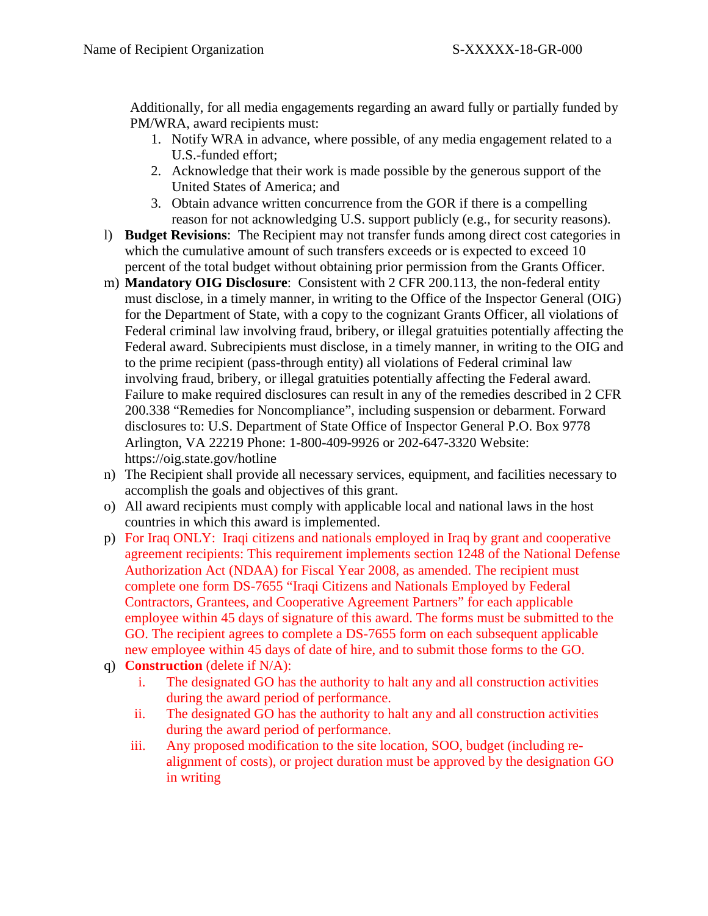Additionally, for all media engagements regarding an award fully or partially funded by PM/WRA, award recipients must:

1. Notify WRA in advance, where possible, of any media engagement related to a U.S.-funded effort;
2. Acknowledge that their work is made possible by the generous support of the United States of America; and
3. Obtain advance written concurrence from the GOR if there is a compelling reason for not acknowledging U.S. support publicly (e.g., for security reasons).

l) **Budget Revisions**: The Recipient may not transfer funds among direct cost categories in which the cumulative amount of such transfers exceeds or is expected to exceed 10 percent of the total budget without obtaining prior permission from the Grants Officer.

m) **Mandatory OIG Disclosure**: Consistent with 2 CFR 200.113, the non-federal entity must disclose, in a timely manner, in writing to the Office of the Inspector General (OIG) for the Department of State, with a copy to the cognizant Grants Officer, all violations of Federal criminal law involving fraud, bribery, or illegal gratuities potentially affecting the Federal award. Subrecipients must disclose, in a timely manner, in writing to the OIG and to the prime recipient (pass-through entity) all violations of Federal criminal law involving fraud, bribery, or illegal gratuities potentially affecting the Federal award. Failure to make required disclosures can result in any of the remedies described in 2 CFR 200.338 "Remedies for Noncompliance", including suspension or debarment. Forward disclosures to: U.S. Department of State Office of Inspector General P.O. Box 9778 Arlington, VA 22219 Phone: 1-800-409-9926 or 202-647-3320 Website: https://oig.state.gov/hotline

n) The Recipient shall provide all necessary services, equipment, and facilities necessary to accomplish the goals and objectives of this grant.

o) All award recipients must comply with applicable local and national laws in the host countries in which this award is implemented.

p) For Iraq ONLY: Iraqi citizens and nationals employed in Iraq by grant and cooperative agreement recipients: This requirement implements section 1248 of the National Defense Authorization Act (NDAA) for Fiscal Year 2008, as amended. The recipient must complete one form DS-7655 "Iraqi Citizens and Nationals Employed by Federal Contractors, Grantees, and Cooperative Agreement Partners" for each applicable employee within 45 days of signature of this award. The forms must be submitted to the GO. The recipient agrees to complete a DS-7655 form on each subsequent applicable new employee within 45 days of date of hire, and to submit those forms to the GO.

q) **Construction** (delete if N/A):

   i. The designated GO has the authority to halt any and all construction activities during the award period of performance.

   ii. The designated GO has the authority to halt any and all construction activities during the award period of performance.

   iii. Any proposed modification to the site location, SOO, budget (including re-alignment of costs), or project duration must be approved by the designation GO in writing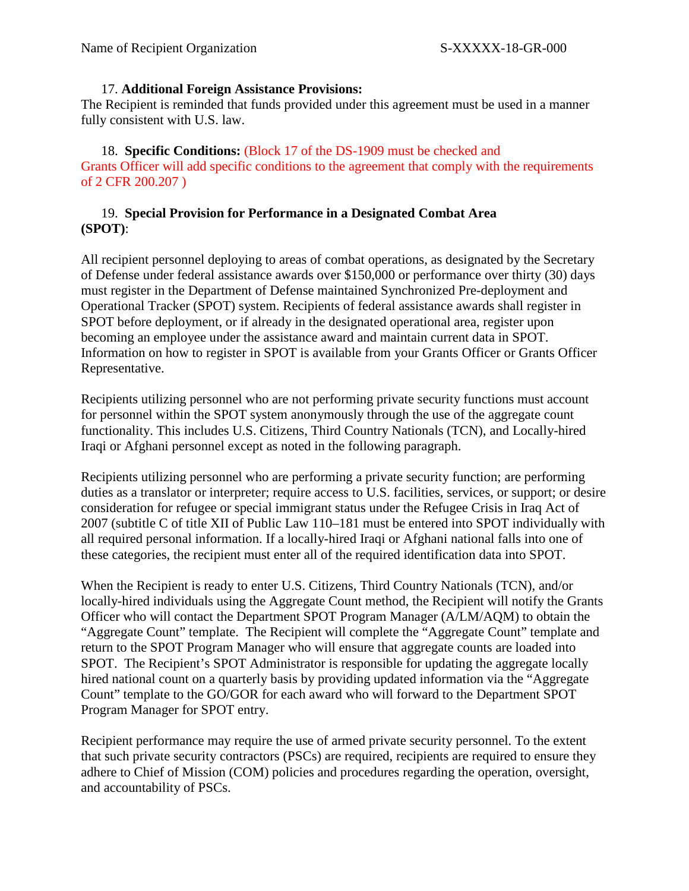17. **Additional Foreign Assistance Provisions:**
The Recipient is reminded that funds provided under this agreement must be used in a manner fully consistent with U.S. law.

18. **Specific Conditions:** (Block 17 of the DS-1909 must be checked and Grants Officer will add specific conditions to the agreement that comply with the requirements of 2 CFR 200.207 )

19. **Special Provision for Performance in a Designated Combat Area (SPOT)**:

All recipient personnel deploying to areas of combat operations, as designated by the Secretary of Defense under federal assistance awards over $150,000 or performance over thirty (30) days must register in the Department of Defense maintained Synchronized Pre-deployment and Operational Tracker (SPOT) system. Recipients of federal assistance awards shall register in SPOT before deployment, or if already in the designated operational area, register upon becoming an employee under the assistance award and maintain current data in SPOT. Information on how to register in SPOT is available from your Grants Officer or Grants Officer Representative.

Recipients utilizing personnel who are not performing private security functions must account for personnel within the SPOT system anonymously through the use of the aggregate count functionality. This includes U.S. Citizens, Third Country Nationals (TCN), and Locally-hired Iraqi or Afghani personnel except as noted in the following paragraph.

Recipients utilizing personnel who are performing a private security function; are performing duties as a translator or interpreter; require access to U.S. facilities, services, or support; or desire consideration for refugee or special immigrant status under the Refugee Crisis in Iraq Act of 2007 (subtitle C of title XII of Public Law 110–181 must be entered into SPOT individually with all required personal information. If a locally-hired Iraqi or Afghani national falls into one of these categories, the recipient must enter all of the required identification data into SPOT.

When the Recipient is ready to enter U.S. Citizens, Third Country Nationals (TCN), and/or locally-hired individuals using the Aggregate Count method, the Recipient will notify the Grants Officer who will contact the Department SPOT Program Manager (A/LM/AQM) to obtain the "Aggregate Count" template. The Recipient will complete the "Aggregate Count" template and return to the SPOT Program Manager who will ensure that aggregate counts are loaded into SPOT. The Recipient's SPOT Administrator is responsible for updating the aggregate locally hired national count on a quarterly basis by providing updated information via the "Aggregate Count" template to the GO/GOR for each award who will forward to the Department SPOT Program Manager for SPOT entry.

Recipient performance may require the use of armed private security personnel. To the extent that such private security contractors (PSCs) are required, recipients are required to ensure they adhere to Chief of Mission (COM) policies and procedures regarding the operation, oversight, and accountability of PSCs.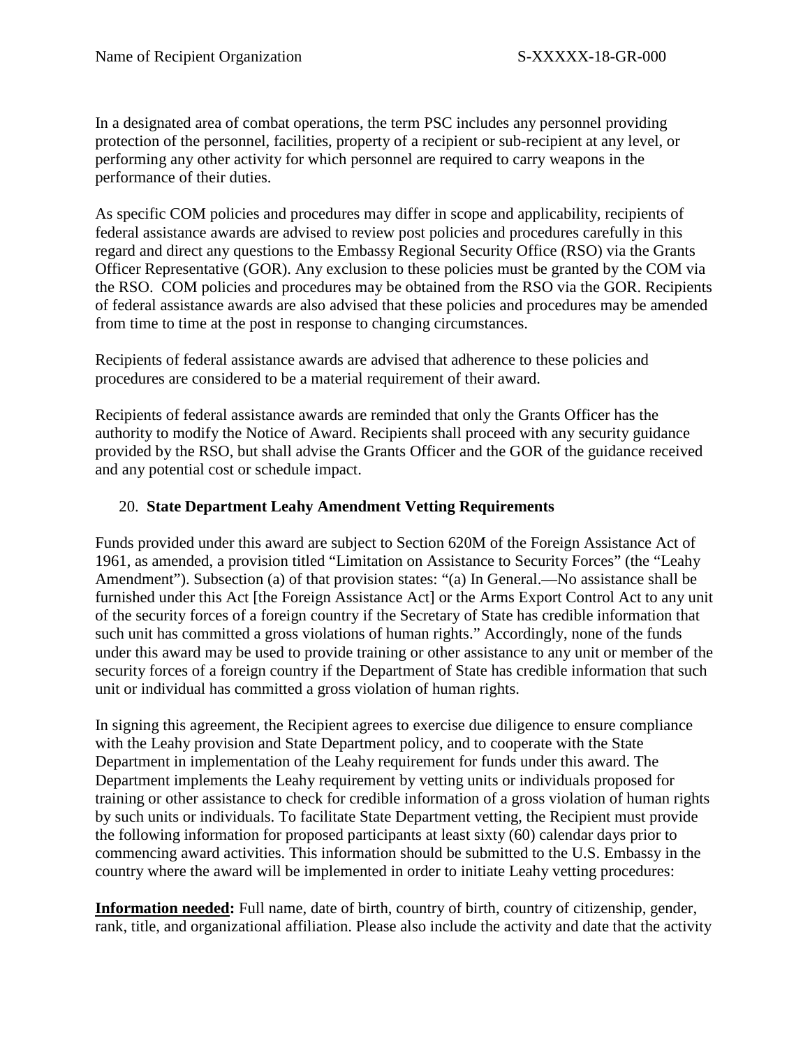In a designated area of combat operations, the term PSC includes any personnel providing protection of the personnel, facilities, property of a recipient or sub-recipient at any level, or performing any other activity for which personnel are required to carry weapons in the performance of their duties.

As specific COM policies and procedures may differ in scope and applicability, recipients of federal assistance awards are advised to review post policies and procedures carefully in this regard and direct any questions to the Embassy Regional Security Office (RSO) via the Grants Officer Representative (GOR). Any exclusion to these policies must be granted by the COM via the RSO. COM policies and procedures may be obtained from the RSO via the GOR. Recipients of federal assistance awards are also advised that these policies and procedures may be amended from time to time at the post in response to changing circumstances.

Recipients of federal assistance awards are advised that adherence to these policies and procedures are considered to be a material requirement of their award.

Recipients of federal assistance awards are reminded that only the Grants Officer has the authority to modify the Notice of Award. Recipients shall proceed with any security guidance provided by the RSO, but shall advise the Grants Officer and the GOR of the guidance received and any potential cost or schedule impact.

20. **State Department Leahy Amendment Vetting Requirements**

Funds provided under this award are subject to Section 620M of the Foreign Assistance Act of 1961, as amended, a provision titled "Limitation on Assistance to Security Forces" (the "Leahy Amendment"). Subsection (a) of that provision states: "(a) In General.—No assistance shall be furnished under this Act [the Foreign Assistance Act] or the Arms Export Control Act to any unit of the security forces of a foreign country if the Secretary of State has credible information that such unit has committed a gross violations of human rights." Accordingly, none of the funds under this award may be used to provide training or other assistance to any unit or member of the security forces of a foreign country if the Department of State has credible information that such unit or individual has committed a gross violation of human rights.

In signing this agreement, the Recipient agrees to exercise due diligence to ensure compliance with the Leahy provision and State Department policy, and to cooperate with the State Department in implementation of the Leahy requirement for funds under this award. The Department implements the Leahy requirement by vetting units or individuals proposed for training or other assistance to check for credible information of a gross violation of human rights by such units or individuals. To facilitate State Department vetting, the Recipient must provide the following information for proposed participants at least sixty (60) calendar days prior to commencing award activities. This information should be submitted to the U.S. Embassy in the country where the award will be implemented in order to initiate Leahy vetting procedures:

**Information needed:** Full name, date of birth, country of birth, country of citizenship, gender, rank, title, and organizational affiliation. Please also include the activity and date that the activity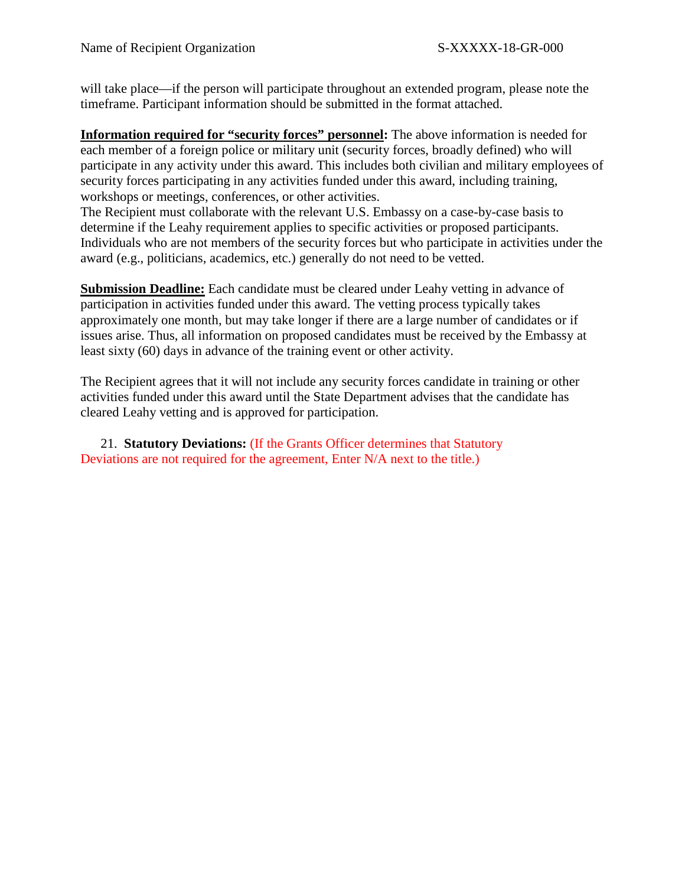will take place—if the person will participate throughout an extended program, please note the timeframe. Participant information should be submitted in the format attached.

**Information required for "security forces" personnel:** The above information is needed for each member of a foreign police or military unit (security forces, broadly defined) who will participate in any activity under this award. This includes both civilian and military employees of security forces participating in any activities funded under this award, including training, workshops or meetings, conferences, or other activities.
The Recipient must collaborate with the relevant U.S. Embassy on a case-by-case basis to determine if the Leahy requirement applies to specific activities or proposed participants. Individuals who are not members of the security forces but who participate in activities under the award (e.g., politicians, academics, etc.) generally do not need to be vetted.

**Submission Deadline:** Each candidate must be cleared under Leahy vetting in advance of participation in activities funded under this award. The vetting process typically takes approximately one month, but may take longer if there are a large number of candidates or if issues arise. Thus, all information on proposed candidates must be received by the Embassy at least sixty (60) days in advance of the training event or other activity.

The Recipient agrees that it will not include any security forces candidate in training or other activities funded under this award until the State Department advises that the candidate has cleared Leahy vetting and is approved for participation.

21. **Statutory Deviations:** (If the Grants Officer determines that Statutory Deviations are not required for the agreement, Enter N/A next to the title.)